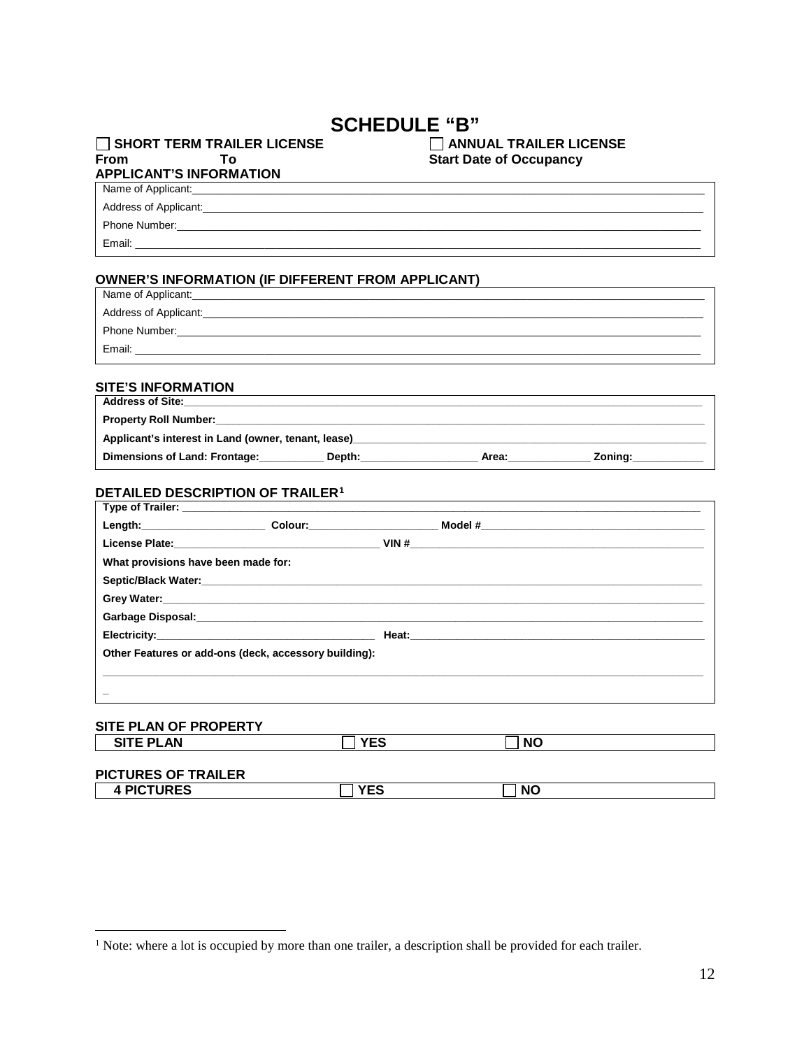# SCHEDULE "B"

☐ **SHORT TERM TRAILER LICENSE** ☐ **ANNUAL TRAILER LICENSE**

**From To** **Start Date of Occupancy**

## APPLICANT'S INFORMATION

Name of Applicant:\_\_\_\_\_\_\_\_\_\_\_\_\_\_\_\_\_\_\_\_\_\_\_\_\_\_\_\_\_\_\_\_\_\_\_\_\_\_\_\_

Address of Applicant:\_\_\_\_\_\_\_\_\_\_\_\_\_\_\_\_\_\_\_\_\_\_\_\_\_\_\_\_\_\_\_\_\_\_\_\_\_\_\_\_

Phone Number:\_\_\_\_\_\_\_\_\_\_\_\_\_\_\_\_\_\_\_\_\_\_\_\_\_\_\_\_\_\_\_\_\_\_\_\_\_\_\_\_

Email: \_\_\_\_\_\_\_\_\_\_\_\_\_\_\_\_\_\_\_\_\_\_\_\_\_\_\_\_\_\_\_\_\_\_\_\_\_\_\_\_

## OWNER'S INFORMATION (IF DIFFERENT FROM APPLICANT)

Name of Applicant:\_\_\_\_\_\_\_\_\_\_\_\_\_\_\_\_\_\_\_\_\_\_\_\_\_\_\_\_\_\_\_\_\_\_\_\_\_\_\_\_

Address of Applicant:\_\_\_\_\_\_\_\_\_\_\_\_\_\_\_\_\_\_\_\_\_\_\_\_\_\_\_\_\_\_\_\_\_\_\_\_\_\_\_\_

Phone Number:\_\_\_\_\_\_\_\_\_\_\_\_\_\_\_\_\_\_\_\_\_\_\_\_\_\_\_\_\_\_\_\_\_\_\_\_\_\_\_\_

Email: \_\_\_\_\_\_\_\_\_\_\_\_\_\_\_\_\_\_\_\_\_\_\_\_\_\_\_\_\_\_\_\_\_\_\_\_\_\_\_\_

## SITE'S INFORMATION

**Address of Site:**\_\_\_\_\_\_\_\_\_\_\_\_\_\_\_\_\_\_\_\_\_\_\_\_\_\_\_\_\_\_\_\_\_\_\_\_\_\_\_\_

**Property Roll Number:**\_\_\_\_\_\_\_\_\_\_\_\_\_\_\_\_\_\_\_\_\_\_\_\_\_\_\_\_\_\_\_\_\_\_\_\_\_\_\_\_

**Applicant's interest in Land (owner, tenant, lease)**\_\_\_\_\_\_\_\_\_\_\_\_\_\_\_\_\_\_\_\_\_\_\_\_\_\_\_\_

**Dimensions of Land: Frontage:**\_\_\_\_\_\_\_\_\_\_ **Depth:**\_\_\_\_\_\_\_\_\_\_ **Area:**\_\_\_\_\_\_\_\_\_\_ **Zoning:**\_\_\_\_\_\_\_\_\_\_

## DETAILED DESCRIPTION OF TRAILER[1]

**Type of Trailer:** \_\_\_\_\_\_\_\_\_\_\_\_\_\_\_\_\_\_\_\_\_\_\_\_\_\_\_\_\_\_\_\_\_\_\_\_\_\_\_\_

**Length:**\_\_\_\_\_\_\_\_\_\_ **Colour:**\_\_\_\_\_\_\_\_\_\_ **Model #**\_\_\_\_\_\_\_\_\_\_\_\_\_\_\_\_\_\_\_\_

**License Plate:**\_\_\_\_\_\_\_\_\_\_\_\_\_\_\_\_\_\_\_\_ **VIN #**\_\_\_\_\_\_\_\_\_\_\_\_\_\_\_\_\_\_\_\_

**What provisions have been made for:**

**Septic/Black Water:**\_\_\_\_\_\_\_\_\_\_\_\_\_\_\_\_\_\_\_\_\_\_\_\_\_\_\_\_\_\_\_\_\_\_\_\_\_\_\_\_

**Grey Water:**\_\_\_\_\_\_\_\_\_\_\_\_\_\_\_\_\_\_\_\_\_\_\_\_\_\_\_\_\_\_\_\_\_\_\_\_\_\_\_\_

**Garbage Disposal:**\_\_\_\_\_\_\_\_\_\_\_\_\_\_\_\_\_\_\_\_\_\_\_\_\_\_\_\_\_\_\_\_\_\_\_\_\_\_\_\_

**Electricity:**\_\_\_\_\_\_\_\_\_\_\_\_\_\_\_\_\_\_\_\_ **Heat:**\_\_\_\_\_\_\_\_\_\_\_\_\_\_\_\_\_\_\_\_

**Other Features or add-ons (deck, accessory building):**

\_\_\_\_\_\_\_\_\_\_\_\_\_\_\_\_\_\_\_\_\_\_\_\_\_\_\_\_\_\_\_\_\_\_\_\_\_\_\_\_

\_

## SITE PLAN OF PROPERTY

| **SITE PLAN** | ☐ **YES** | ☐ **NO** |
|---|---|---|

## PICTURES OF TRAILER

| **4 PICTURES** | ☐ **YES** | ☐ **NO** |
|---|---|---|

[1] Note: where a lot is occupied by more than one trailer, a description shall be provided for each trailer.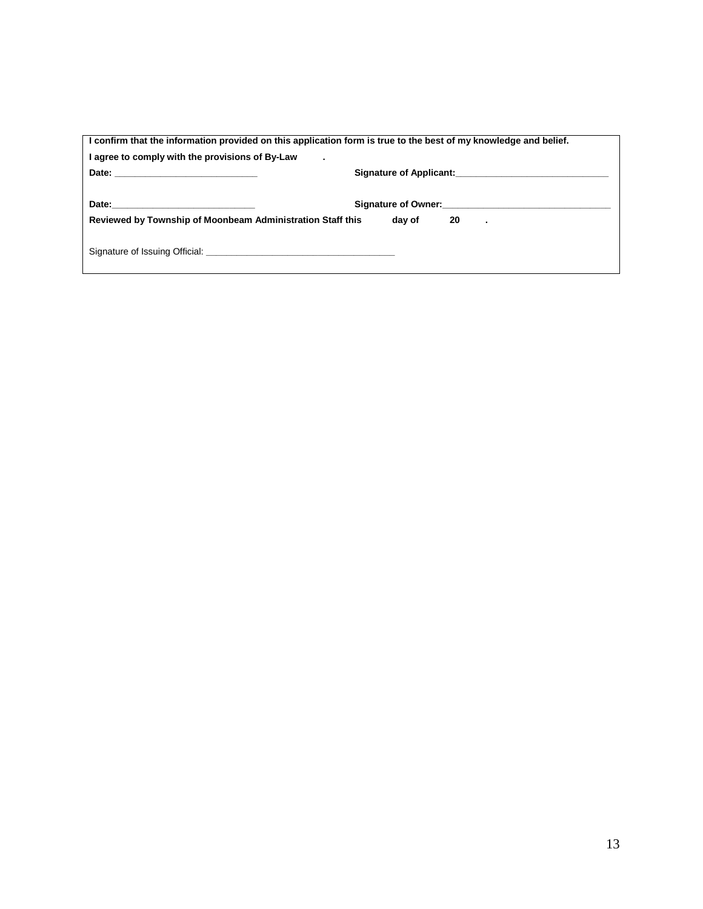**I confirm that the information provided on this application form is true to the best of my knowledge and belief.**

**I agree to comply with the provisions of By-Law .**

**Date:** ___________________________ **Signature of Applicant:**_____________________________

**Date:**___________________________ **Signature of Owner:**________________________________

**Reviewed by Township of Moonbeam Administration Staff this day of 20 .**

Signature of Issuing Official: ____________________________________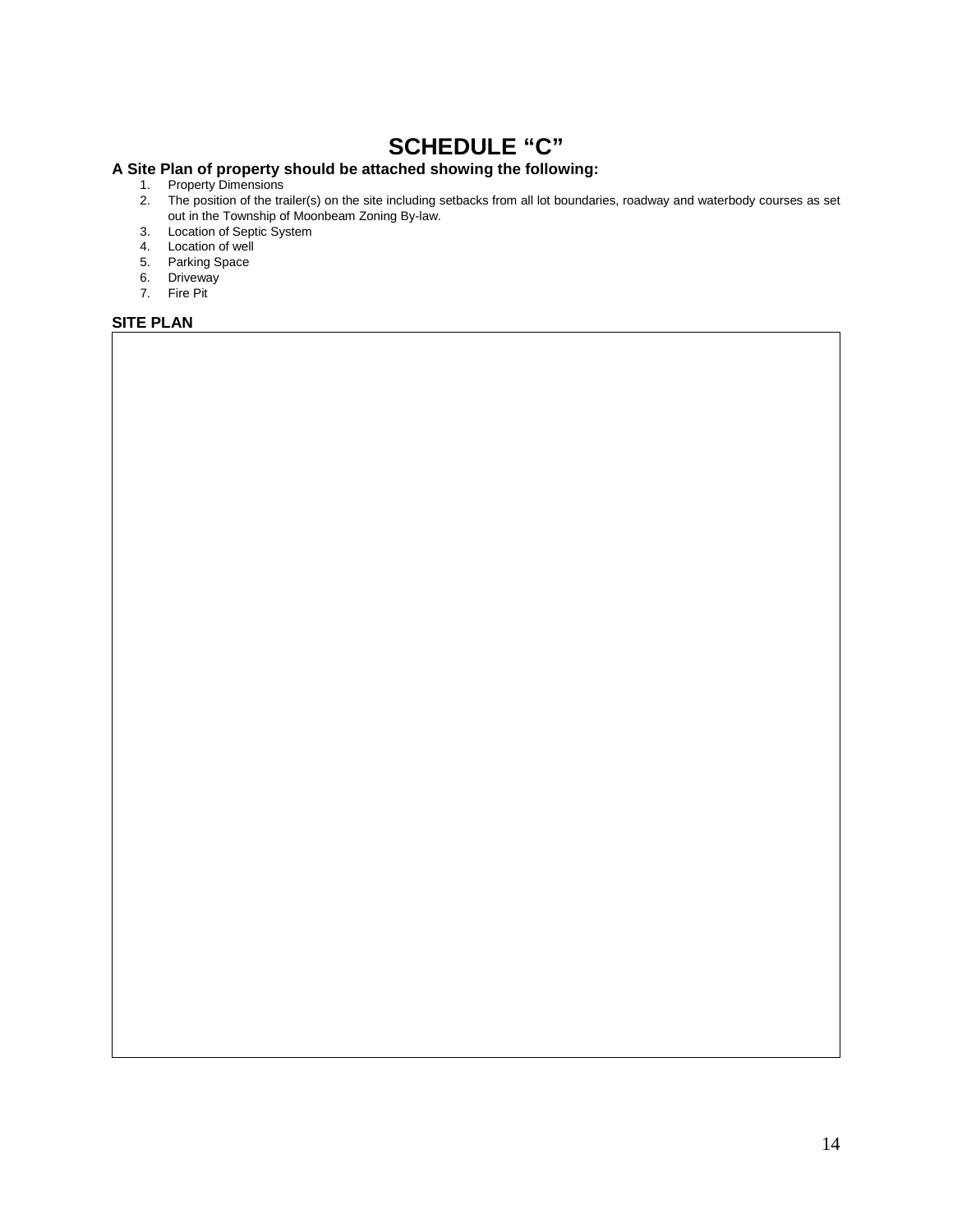# SCHEDULE "C"

**A Site Plan of property should be attached showing the following:**

1. Property Dimensions
2. The position of the trailer(s) on the site including setbacks from all lot boundaries, roadway and waterbody courses as set out in the Township of Moonbeam Zoning By-law.
3. Location of Septic System
4. Location of well
5. Parking Space
6. Driveway
7. Fire Pit

**SITE PLAN**